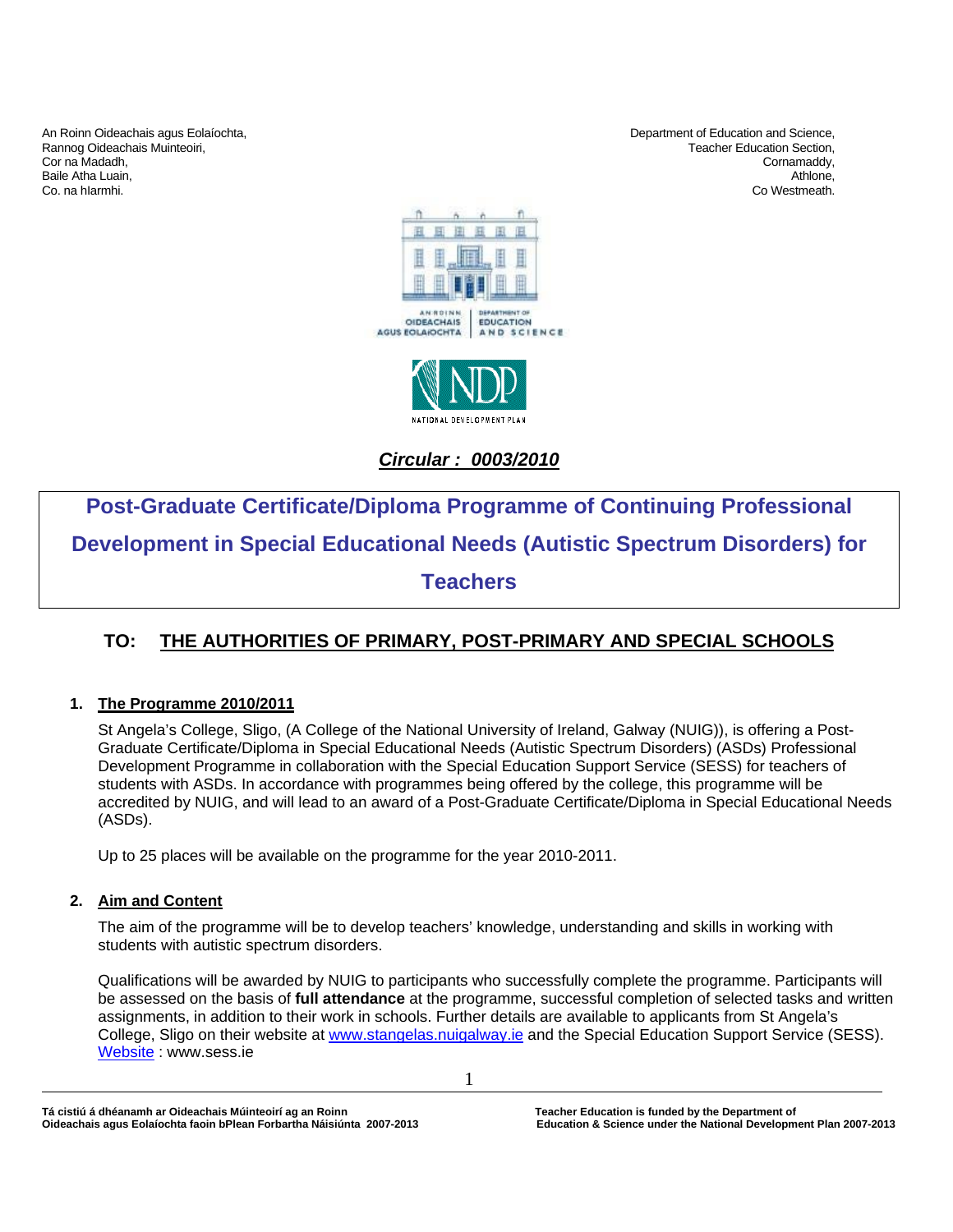An Roinn Oideachais agus Eolaíochta,
Rannog Oideachais Muinteoiri,
Cor na Madadh,
Baile Atha Luain,
Co. na hIarmhi.

Department of Education and Science,
Teacher Education Section,
Cornamaddy,
Athlone,
Co Westmeath.

***Circular : 0003/2010***

# Post-Graduate Certificate/Diploma Programme of Continuing Professional Development in Special Educational Needs (Autistic Spectrum Disorders) for Teachers

## TO: THE AUTHORITIES OF PRIMARY, POST-PRIMARY AND SPECIAL SCHOOLS

### 1. The Programme 2010/2011

St Angela's College, Sligo, (A College of the National University of Ireland, Galway (NUIG)), is offering a Post-Graduate Certificate/Diploma in Special Educational Needs (Autistic Spectrum Disorders) (ASDs) Professional Development Programme in collaboration with the Special Education Support Service (SESS) for teachers of students with ASDs. In accordance with programmes being offered by the college, this programme will be accredited by NUIG, and will lead to an award of a Post-Graduate Certificate/Diploma in Special Educational Needs (ASDs).

Up to 25 places will be available on the programme for the year 2010-2011.

### 2. Aim and Content

The aim of the programme will be to develop teachers' knowledge, understanding and skills in working with students with autistic spectrum disorders.

Qualifications will be awarded by NUIG to participants who successfully complete the programme. Participants will be assessed on the basis of **full attendance** at the programme, successful completion of selected tasks and written assignments, in addition to their work in schools. Further details are available to applicants from St Angela's College, Sligo on their website at www.stangelas.nuigalway.ie and the Special Education Support Service (SESS). Website : www.sess.ie

Tá cistiú á dhéanamh ar Oideachais Múinteoirí ag an Roinn Oideachais agus Eolaíochta faoin bPlean Forbartha Náisiúnta 2007-2013

Teacher Education is funded by the Department of Education & Science under the National Development Plan 2007-2013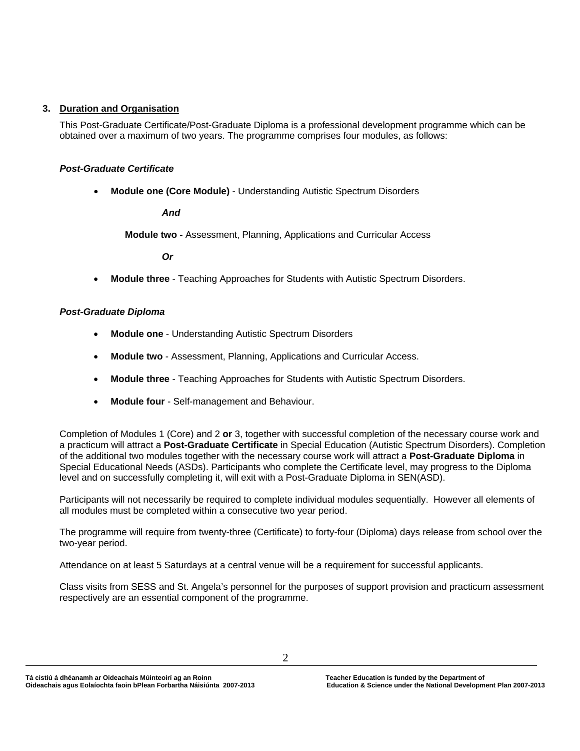### 3. Duration and Organisation

This Post-Graduate Certificate/Post-Graduate Diploma is a professional development programme which can be obtained over a maximum of two years. The programme comprises four modules, as follows:

***Post-Graduate Certificate***

- **Module one (Core Module)** - Understanding Autistic Spectrum Disorders

  ***And***

  **Module two -** Assessment, Planning, Applications and Curricular Access

  ***Or***

- **Module three** - Teaching Approaches for Students with Autistic Spectrum Disorders.

***Post-Graduate Diploma***

- **Module one** - Understanding Autistic Spectrum Disorders
- **Module two** - Assessment, Planning, Applications and Curricular Access.
- **Module three** - Teaching Approaches for Students with Autistic Spectrum Disorders.
- **Module four** - Self-management and Behaviour.

Completion of Modules 1 (Core) and 2 **or** 3, together with successful completion of the necessary course work and a practicum will attract a **Post-Graduate Certificate** in Special Education (Autistic Spectrum Disorders). Completion of the additional two modules together with the necessary course work will attract a **Post-Graduate Diploma** in Special Educational Needs (ASDs). Participants who complete the Certificate level, may progress to the Diploma level and on successfully completing it, will exit with a Post-Graduate Diploma in SEN(ASD).

Participants will not necessarily be required to complete individual modules sequentially. However all elements of all modules must be completed within a consecutive two year period.

The programme will require from twenty-three (Certificate) to forty-four (Diploma) days release from school over the two-year period.

Attendance on at least 5 Saturdays at a central venue will be a requirement for successful applicants.

Class visits from SESS and St. Angela's personnel for the purposes of support provision and practicum assessment respectively are an essential component of the programme.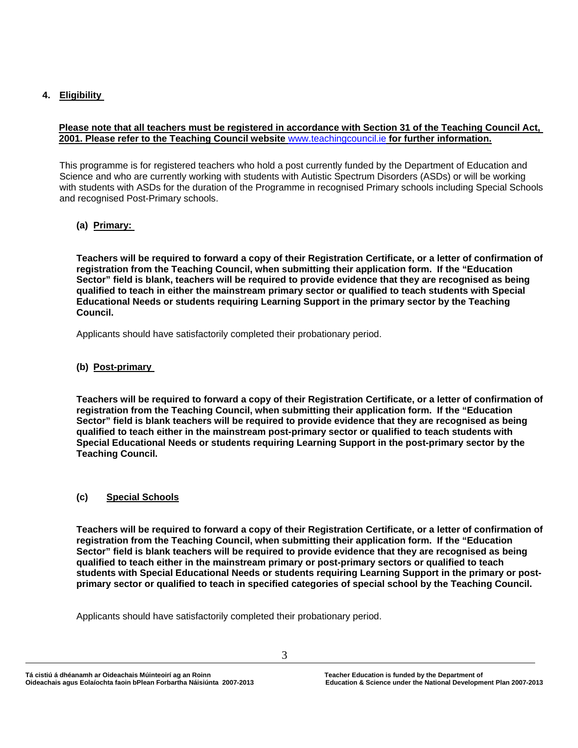## 4. Eligibility

**Please note that all teachers must be registered in accordance with Section 31 of the Teaching Council Act, 2001. Please refer to the Teaching Council website [www.teachingcouncil.ie](http://www.teachingcouncil.ie) for further information.**

This programme is for registered teachers who hold a post currently funded by the Department of Education and Science and who are currently working with students with Autistic Spectrum Disorders (ASDs) or will be working with students with ASDs for the duration of the Programme in recognised Primary schools including Special Schools and recognised Post-Primary schools.

### (a) Primary:

**Teachers will be required to forward a copy of their Registration Certificate, or a letter of confirmation of registration from the Teaching Council, when submitting their application form. If the "Education Sector" field is blank, teachers will be required to provide evidence that they are recognised as being qualified to teach in either the mainstream primary sector or qualified to teach students with Special Educational Needs or students requiring Learning Support in the primary sector by the Teaching Council.**

Applicants should have satisfactorily completed their probationary period.

### (b) Post-primary

**Teachers will be required to forward a copy of their Registration Certificate, or a letter of confirmation of registration from the Teaching Council, when submitting their application form. If the "Education Sector" field is blank teachers will be required to provide evidence that they are recognised as being qualified to teach either in the mainstream post-primary sector or qualified to teach students with Special Educational Needs or students requiring Learning Support in the post-primary sector by the Teaching Council.**

### (c) Special Schools

**Teachers will be required to forward a copy of their Registration Certificate, or a letter of confirmation of registration from the Teaching Council, when submitting their application form. If the "Education Sector" field is blank teachers will be required to provide evidence that they are recognised as being qualified to teach either in the mainstream primary or post-primary sectors or qualified to teach students with Special Educational Needs or students requiring Learning Support in the primary or post-primary sector or qualified to teach in specified categories of special school by the Teaching Council.**

Applicants should have satisfactorily completed their probationary period.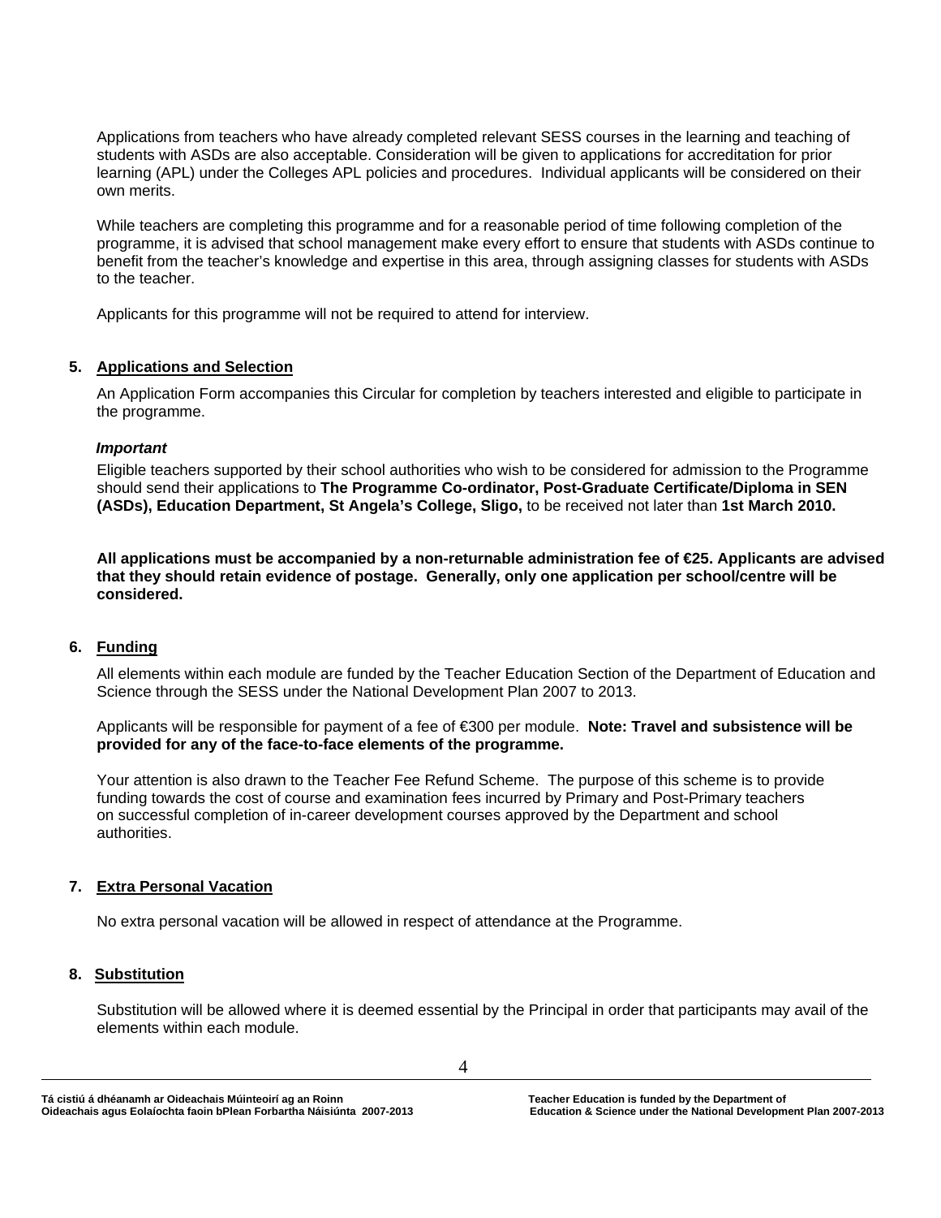Applications from teachers who have already completed relevant SESS courses in the learning and teaching of students with ASDs are also acceptable. Consideration will be given to applications for accreditation for prior learning (APL) under the Colleges APL policies and procedures. Individual applicants will be considered on their own merits.

While teachers are completing this programme and for a reasonable period of time following completion of the programme, it is advised that school management make every effort to ensure that students with ASDs continue to benefit from the teacher's knowledge and expertise in this area, through assigning classes for students with ASDs to the teacher.

Applicants for this programme will not be required to attend for interview.

## 5. Applications and Selection

An Application Form accompanies this Circular for completion by teachers interested and eligible to participate in the programme.

***Important***

Eligible teachers supported by their school authorities who wish to be considered for admission to the Programme should send their applications to **The Programme Co-ordinator, Post-Graduate Certificate/Diploma in SEN (ASDs), Education Department, St Angela's College, Sligo,** to be received not later than **1st March 2010.**

**All applications must be accompanied by a non-returnable administration fee of €25. Applicants are advised that they should retain evidence of postage. Generally, only one application per school/centre will be considered.**

## 6. Funding

All elements within each module are funded by the Teacher Education Section of the Department of Education and Science through the SESS under the National Development Plan 2007 to 2013.

Applicants will be responsible for payment of a fee of €300 per module. **Note: Travel and subsistence will be provided for any of the face-to-face elements of the programme.**

Your attention is also drawn to the Teacher Fee Refund Scheme. The purpose of this scheme is to provide funding towards the cost of course and examination fees incurred by Primary and Post-Primary teachers on successful completion of in-career development courses approved by the Department and school authorities.

## 7. Extra Personal Vacation

No extra personal vacation will be allowed in respect of attendance at the Programme.

## 8. Substitution

Substitution will be allowed where it is deemed essential by the Principal in order that participants may avail of the elements within each module.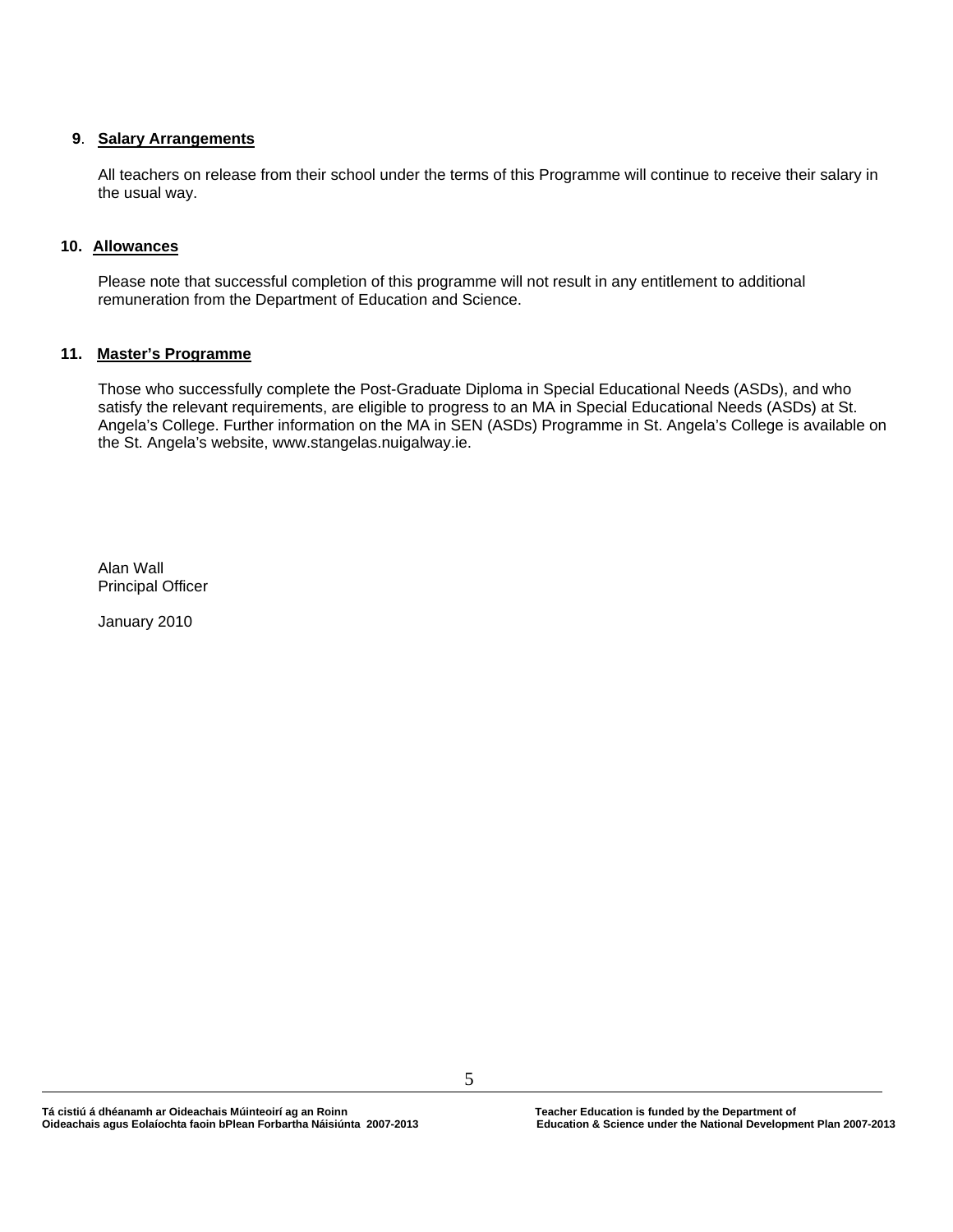## 9. Salary Arrangements

All teachers on release from their school under the terms of this Programme will continue to receive their salary in the usual way.

## 10. Allowances

Please note that successful completion of this programme will not result in any entitlement to additional remuneration from the Department of Education and Science.

## 11. Master's Programme

Those who successfully complete the Post-Graduate Diploma in Special Educational Needs (ASDs), and who satisfy the relevant requirements, are eligible to progress to an MA in Special Educational Needs (ASDs) at St. Angela's College. Further information on the MA in SEN (ASDs) Programme in St. Angela's College is available on the St. Angela's website, www.stangelas.nuigalway.ie.

Alan Wall
Principal Officer

January 2010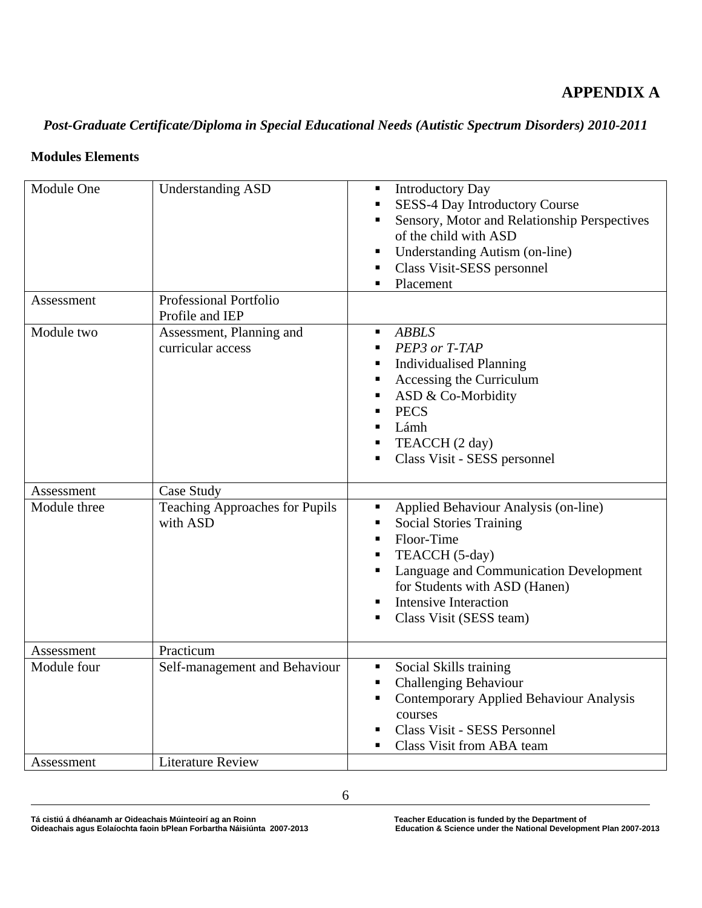# APPENDIX A

***Post-Graduate Certificate/Diploma in Special Educational Needs (Autistic Spectrum Disorders) 2010-2011***

**Modules Elements**

| | | |
|---|---|---|
| Module One | Understanding ASD | ▪ Introductory Day<br>▪ SESS-4 Day Introductory Course<br>▪ Sensory, Motor and Relationship Perspectives of the child with ASD<br>▪ Understanding Autism (on-line)<br>▪ Class Visit-SESS personnel<br>▪ Placement |
| Assessment | Professional Portfolio<br>Profile and IEP | |
| Module two | Assessment, Planning and curricular access | ▪ *ABBLS*<br>▪ *PEP3 or T-TAP*<br>▪ Individualised Planning<br>▪ Accessing the Curriculum<br>▪ ASD & Co-Morbidity<br>▪ PECS<br>▪ Lámh<br>▪ TEACCH (2 day)<br>▪ Class Visit - SESS personnel |
| Assessment | Case Study | |
| Module three | Teaching Approaches for Pupils with ASD | ▪ Applied Behaviour Analysis (on-line)<br>▪ Social Stories Training<br>▪ Floor-Time<br>▪ TEACCH (5-day)<br>▪ Language and Communication Development for Students with ASD (Hanen)<br>▪ Intensive Interaction<br>▪ Class Visit (SESS team) |
| Assessment | Practicum | |
| Module four | Self-management and Behaviour | ▪ Social Skills training<br>▪ Challenging Behaviour<br>▪ Contemporary Applied Behaviour Analysis courses<br>▪ Class Visit - SESS Personnel<br>▪ Class Visit from ABA team |
| Assessment | Literature Review | |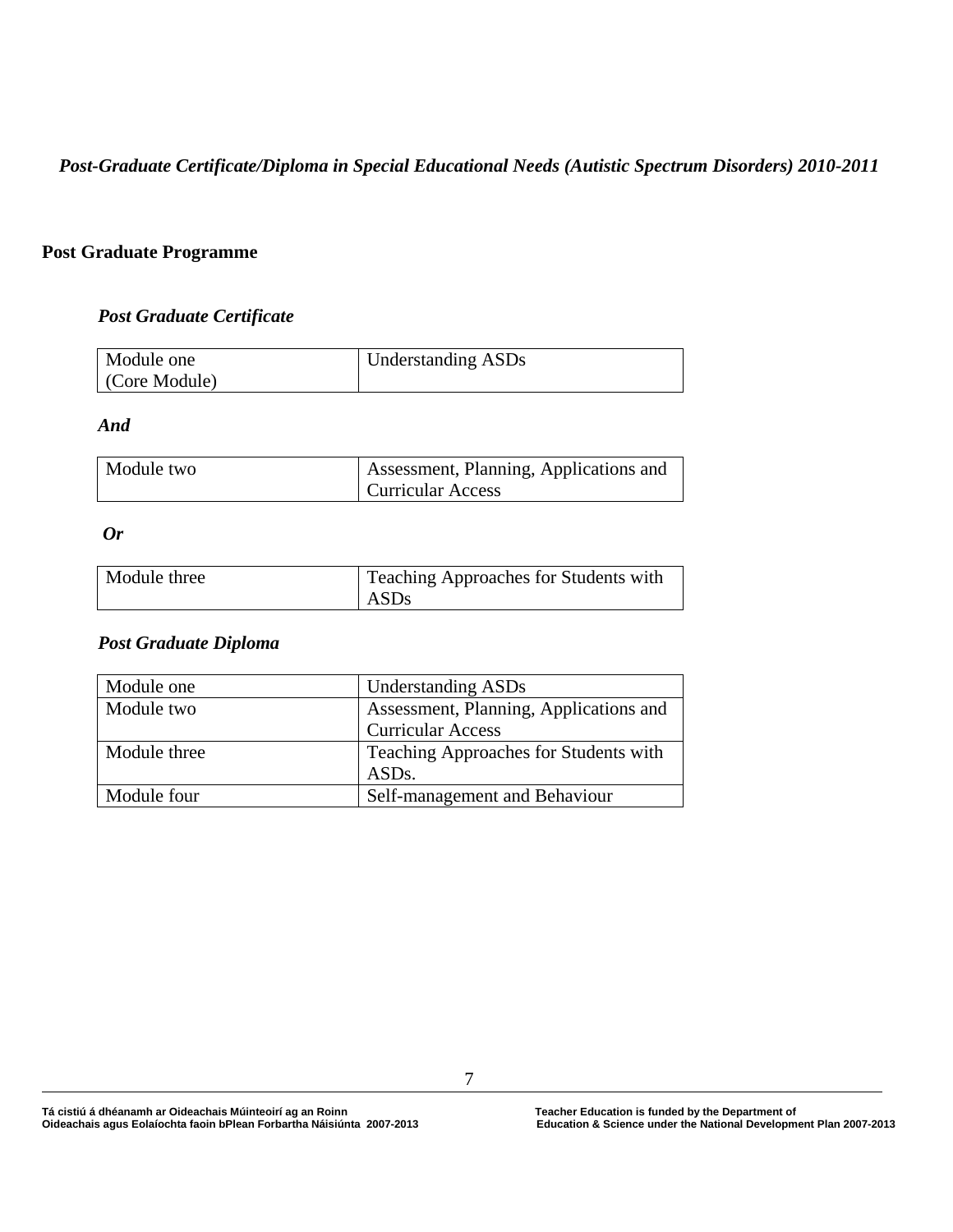*Post-Graduate Certificate/Diploma in Special Educational Needs (Autistic Spectrum Disorders) 2010-2011*

## Post Graduate Programme

### *Post Graduate Certificate*

| | |
|---|---|
| Module one<br>(Core Module) | Understanding ASDs |

***And***

| | |
|---|---|
| Module two | Assessment, Planning, Applications and Curricular Access |

***Or***

| | |
|---|---|
| Module three | Teaching Approaches for Students with ASDs |

### *Post Graduate Diploma*

| | |
|---|---|
| Module one | Understanding ASDs |
| Module two | Assessment, Planning, Applications and Curricular Access |
| Module three | Teaching Approaches for Students with ASDs. |
| Module four | Self-management and Behaviour |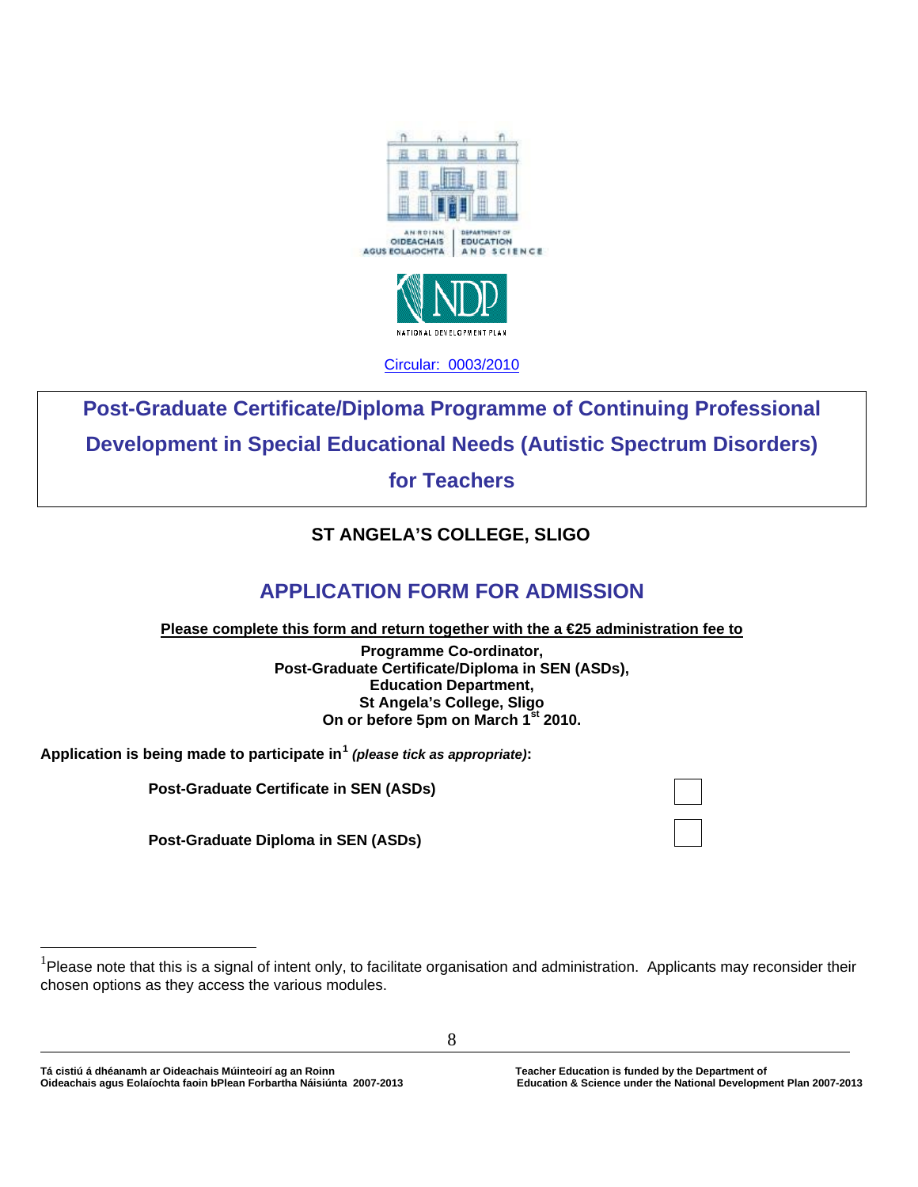Circular: 0003/2010

# Post-Graduate Certificate/Diploma Programme of Continuing Professional Development in Special Educational Needs (Autistic Spectrum Disorders) for Teachers

## ST ANGELA'S COLLEGE, SLIGO

## APPLICATION FORM FOR ADMISSION

**Please complete this form and return together with the a €25 administration fee to**

**Programme Co-ordinator,**
**Post-Graduate Certificate/Diploma in SEN (ASDs),**
**Education Department,**
**St Angela's College, Sligo**
**On or before 5pm on March 1st 2010.**

**Application is being made to participate in[1] *(please tick as appropriate)*:**

**Post-Graduate Certificate in SEN (ASDs)** ☐

**Post-Graduate Diploma in SEN (ASDs)** ☐

[1]Please note that this is a signal of intent only, to facilitate organisation and administration. Applicants may reconsider their chosen options as they access the various modules.

**Tá cistiú á dhéanamh ar Oideachais Múinteoirí ag an Roinn Oideachais agus Eolaíochta faoin bPlean Forbartha Náisiúnta 2007-2013**

**Teacher Education is funded by the Department of Education & Science under the National Development Plan 2007-2013**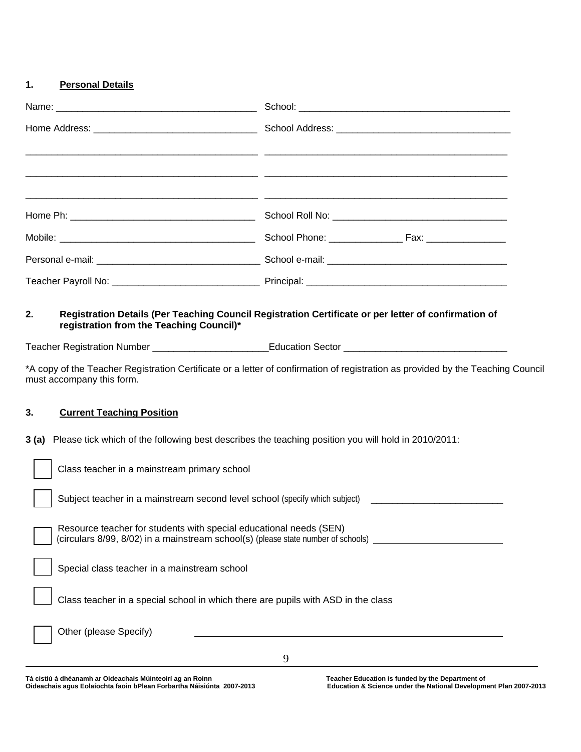1. **Personal Details**

| | |
|---|---|
| Name: ______________________________________ | School: ________________________________________ |
| Home Address: ______________________________ | School Address: ________________________________ |
| ____________________________________________ | ______________________________________________ |
| ____________________________________________ | ______________________________________________ |
| ____________________________________________ | ______________________________________________ |
| Home Ph: ___________________________________ | School Roll No: ________________________________ |
| Mobile: _____________________________________ | School Phone: _____________ Fax: _______________ |
| Personal e-mail: ______________________________ | School e-mail: _________________________________ |
| Teacher Payroll No: ___________________________ | Principal: _____________________________________ |

2. **Registration Details (Per Teaching Council Registration Certificate or per letter of confirmation of registration from the Teaching Council)***

Teacher Registration Number ______________________Education Sector _______________________________

*A copy of the Teacher Registration Certificate or a letter of confirmation of registration as provided by the Teaching Council must accompany this form.

3. **Current Teaching Position**

**3 (a)** Please tick which of the following best describes the teaching position you will hold in 2010/2011:

- ☐ Class teacher in a mainstream primary school
- ☐ Subject teacher in a mainstream second level school (specify which subject) _________________________
- ☐ Resource teacher for students with special educational needs (SEN) (circulars 8/99, 8/02) in a mainstream school(s) (please state number of schools) _________________________
- ☐ Special class teacher in a mainstream school
- ☐ Class teacher in a special school in which there are pupils with ASD in the class
- ☐ Other (please Specify) _________________________________________________________

Tá cistiú á dhéanamh ar Oideachais Múinteoirí ag an Roinn Oideachais agus Eolaíochta faoin bPlean Forbartha Náisiúnta 2007-2013

Teacher Education is funded by the Department of Education & Science under the National Development Plan 2007-2013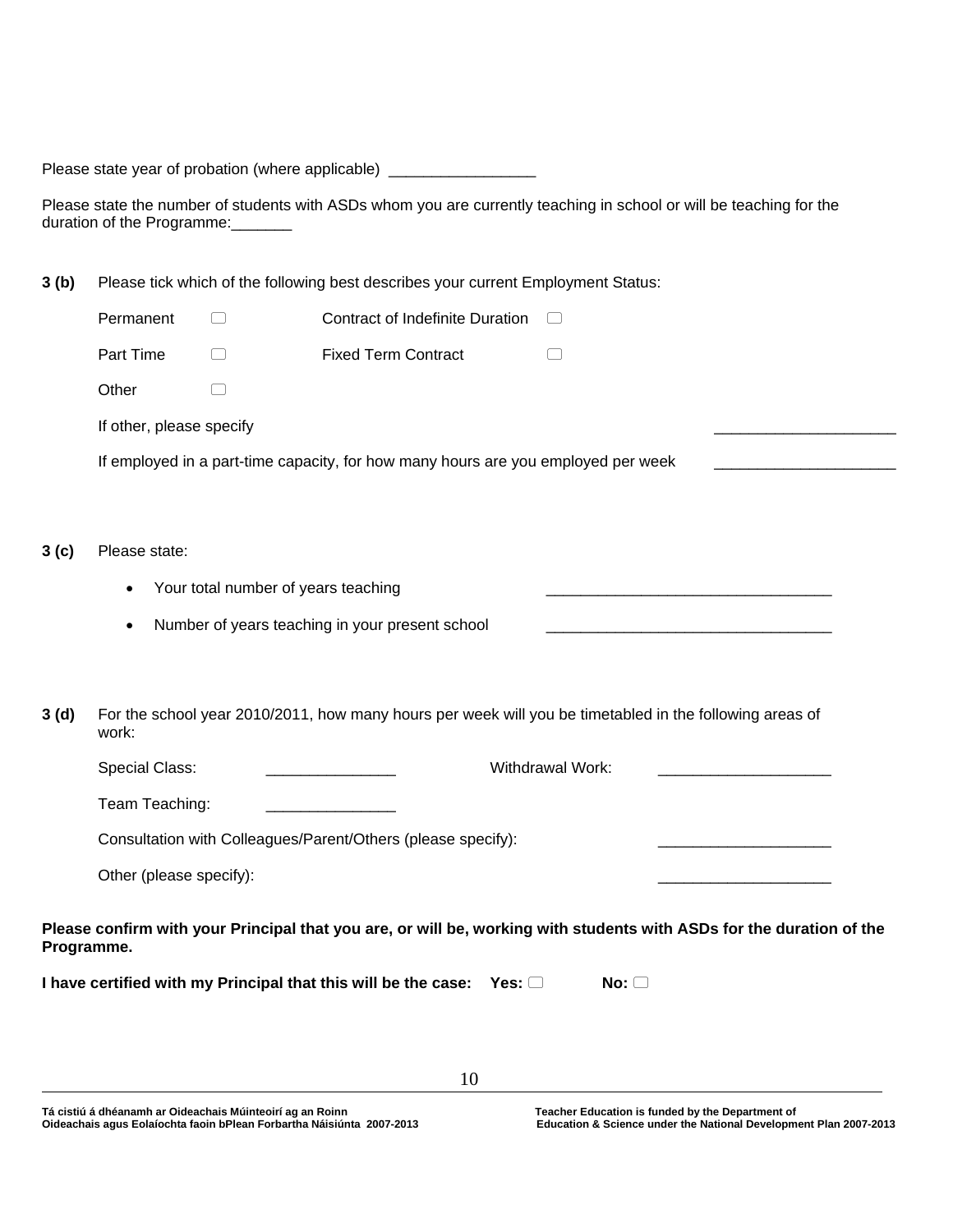Please state year of probation (where applicable) _________________

Please state the number of students with ASDs whom you are currently teaching in school or will be teaching for the duration of the Programme:_______

**3 (b)** Please tick which of the following best describes your current Employment Status:

Permanent ☐ Contract of Indefinite Duration ☐

Part Time ☐ Fixed Term Contract ☐

Other ☐

If other, please specify _____________________

If employed in a part-time capacity, for how many hours are you employed per week _____________________

**3 (c)** Please state:

- Your total number of years teaching _________________________________
- Number of years teaching in your present school _________________________________

**3 (d)** For the school year 2010/2011, how many hours per week will you be timetabled in the following areas of work:

Special Class: _______________ Withdrawal Work: ____________________

Team Teaching: _______________

Consultation with Colleagues/Parent/Others (please specify): ____________________

Other (please specify): ____________________

**Please confirm with your Principal that you are, or will be, working with students with ASDs for the duration of the Programme.**

**I have certified with my Principal that this will be the case: Yes: ☐ No: ☐**

**Tá cistiú á dhéanamh ar Oideachais Múinteoirí ag an Roinn Oideachais agus Eolaíochta faoin bPlean Forbartha Náisiúnta 2007-2013**

**Teacher Education is funded by the Department of Education & Science under the National Development Plan 2007-2013**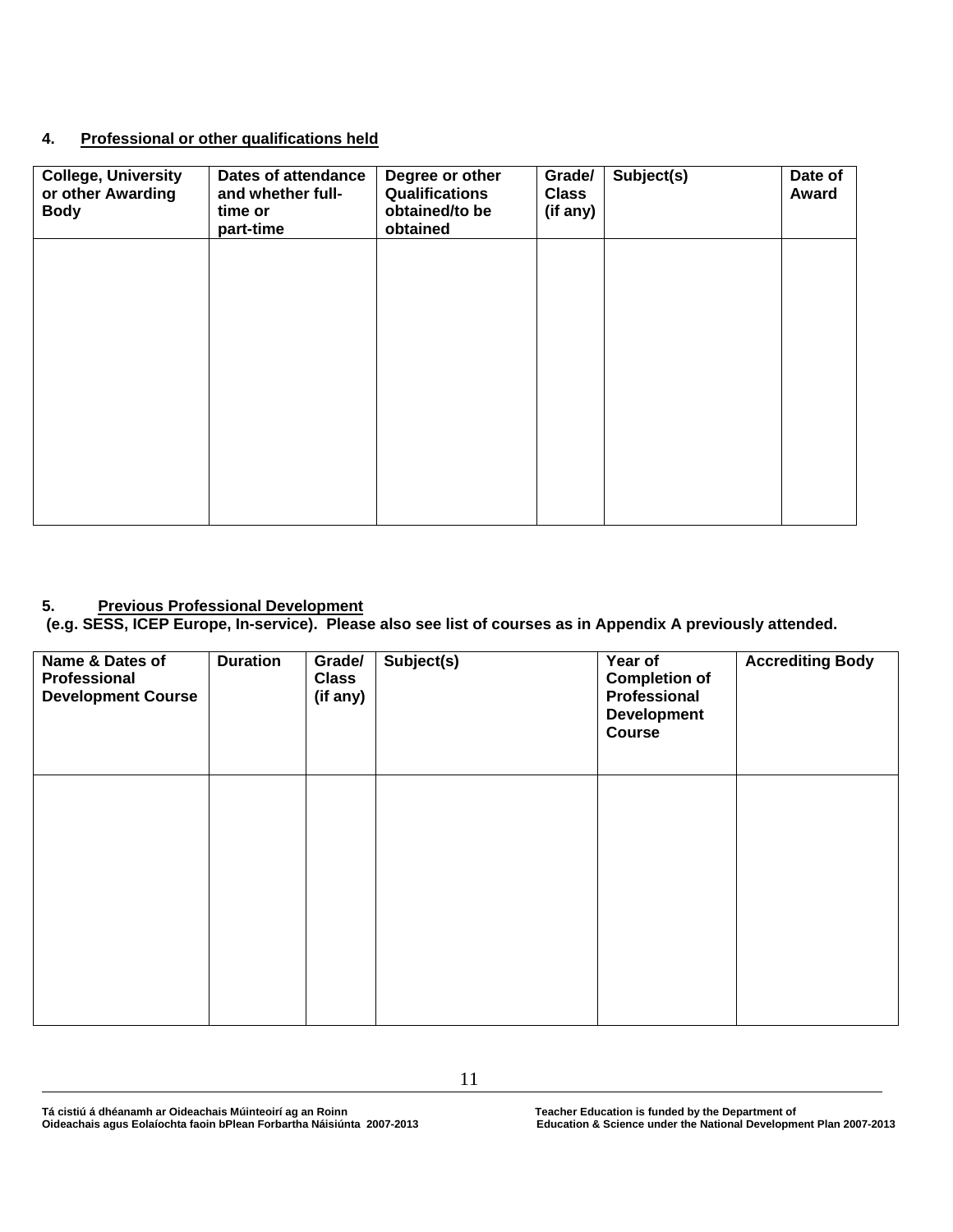**4. Professional or other qualifications held**

| College, University or other Awarding Body | Dates of attendance and whether full-time or part-time | Degree or other Qualifications obtained/to be obtained | Grade/ Class (if any) | Subject(s) | Date of Award |
|---|---|---|---|---|---|
| | | | | | |

**5. Previous Professional Development**

**(e.g. SESS, ICEP Europe, In-service). Please also see list of courses as in Appendix A previously attended.**

| Name & Dates of Professional Development Course | Duration | Grade/ Class (if any) | Subject(s) | Year of Completion of Professional Development Course | Accrediting Body |
|---|---|---|---|---|---|
| | | | | | |

**Tá cistiú á dhéanamh ar Oideachais Múinteoirí ag an Roinn Oideachais agus Eolaíochta faoin bPlean Forbartha Náisiúnta 2007-2013**

**Teacher Education is funded by the Department of Education & Science under the National Development Plan 2007-2013**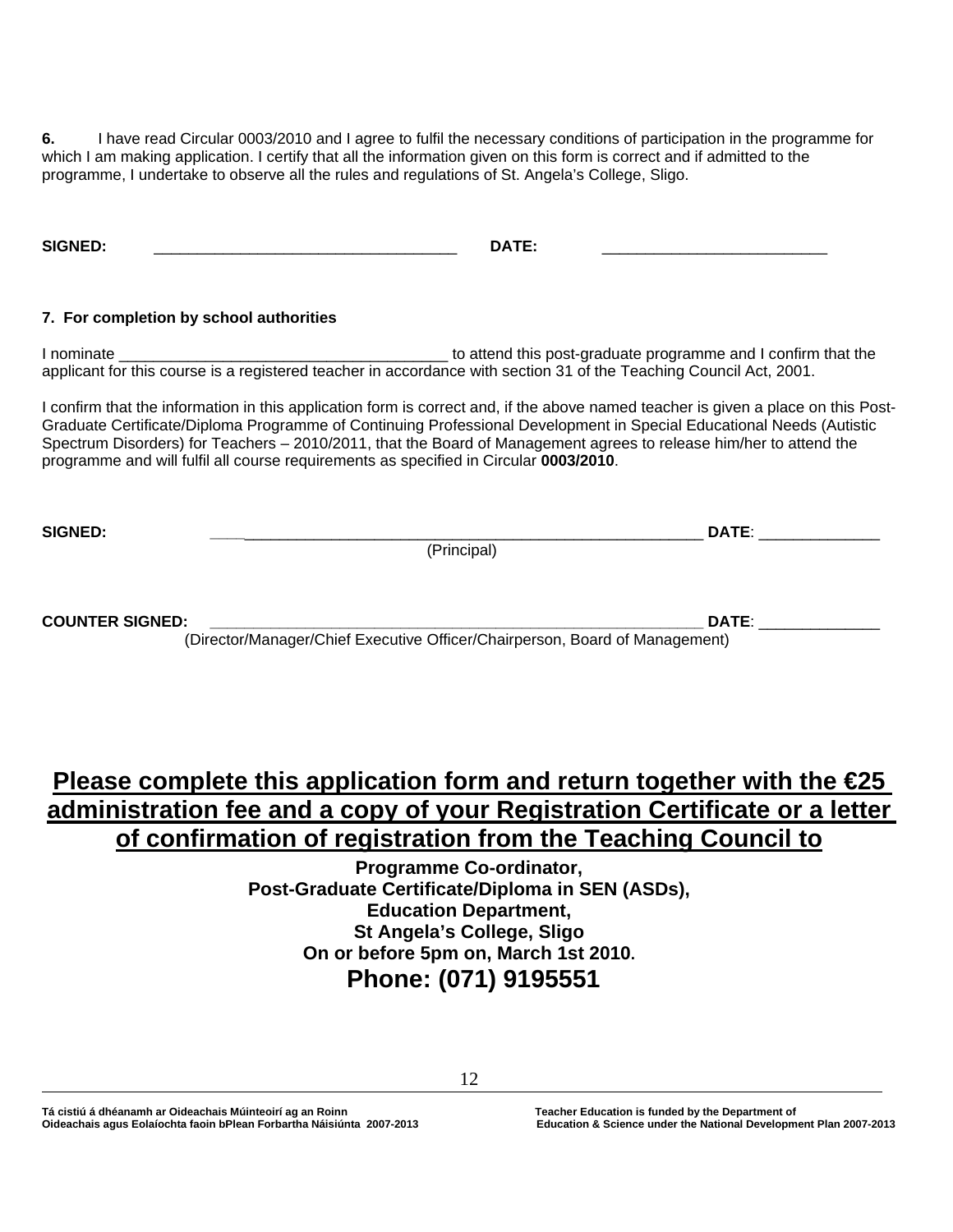**6.** I have read Circular 0003/2010 and I agree to fulfil the necessary conditions of participation in the programme for which I am making application. I certify that all the information given on this form is correct and if admitted to the programme, I undertake to observe all the rules and regulations of St. Angela's College, Sligo.

**SIGNED:** ___________________________________ **DATE:** __________________________

**7. For completion by school authorities**

I nominate ______________________________________ to attend this post-graduate programme and I confirm that the applicant for this course is a registered teacher in accordance with section 31 of the Teaching Council Act, 2001.

I confirm that the information in this application form is correct and, if the above named teacher is given a place on this Post-Graduate Certificate/Diploma Programme of Continuing Professional Development in Special Educational Needs (Autistic Spectrum Disorders) for Teachers – 2010/2011, that the Board of Management agrees to release him/her to attend the programme and will fulfil all course requirements as specified in Circular **0003/2010**.

**SIGNED:** ____________________________________________________________ **DATE**: ______________
(Principal)

**COUNTER SIGNED:** ____________________________________________________________ **DATE**: ______________
(Director/Manager/Chief Executive Officer/Chairperson, Board of Management)

**Please complete this application form and return together with the €25 administration fee and a copy of your Registration Certificate or a letter of confirmation of registration from the Teaching Council to**

**Programme Co-ordinator,**
**Post-Graduate Certificate/Diploma in SEN (ASDs),**
**Education Department,**
**St Angela's College, Sligo**
**On or before 5pm on, March 1st 2010.**
**Phone: (071) 9195551**

**Tá cistiú á dhéanamh ar Oideachais Múinteoirí ag an Roinn Oideachais agus Eolaíochta faoin bPlean Forbartha Náisiúnta 2007-2013**

**Teacher Education is funded by the Department of Education & Science under the National Development Plan 2007-2013**